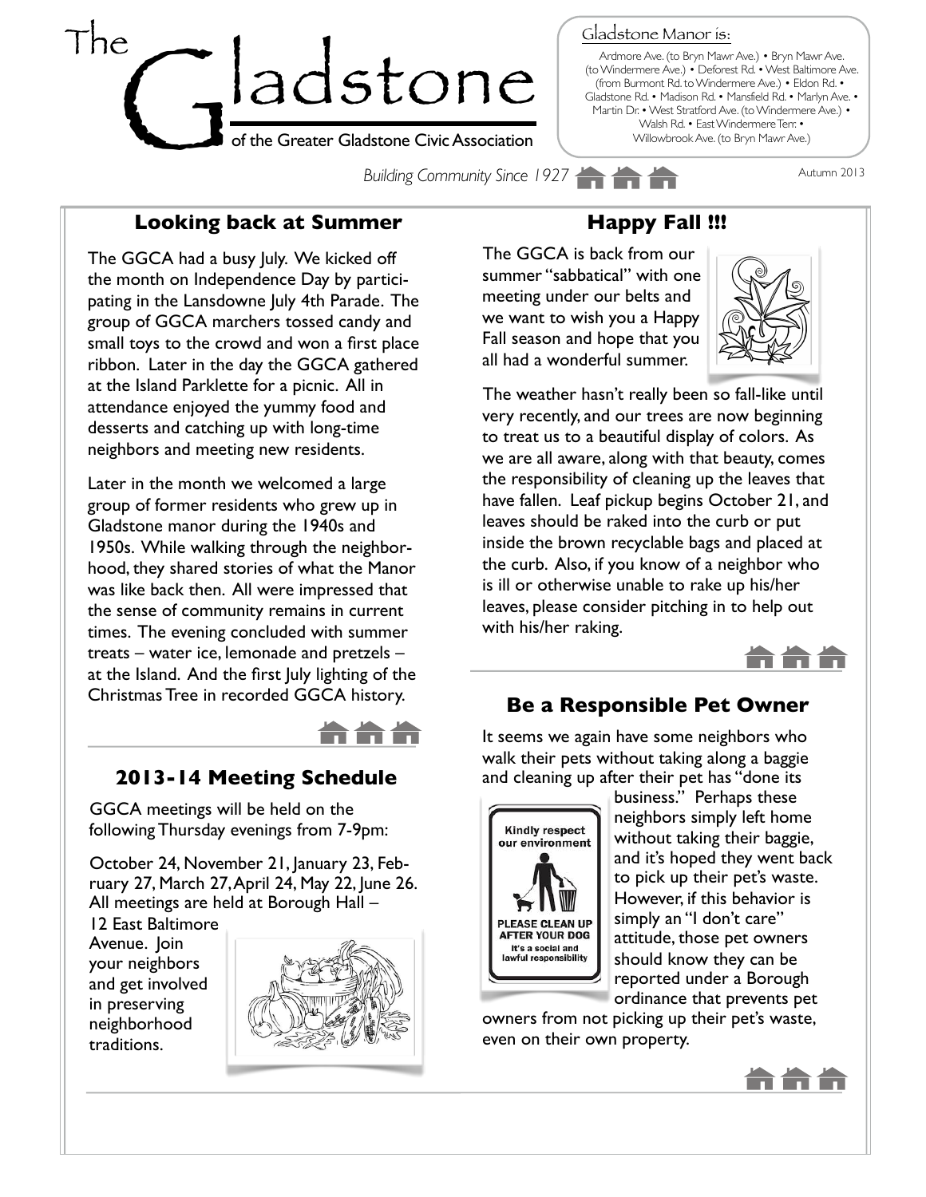# The Gladstone

of the Greater Gladstone Civic Association

Gladstone Manor is:

Ardmore Ave. (to Bryn Mawr Ave.) • Bryn Mawr Ave. (to Windermere Ave.) • Deforest Rd. • West Baltimore Ave. (from Burmont Rd. to Windermere Ave.) • Eldon Rd. • Gladstone Rd. • Madison Rd. • Mansfield Rd. • Marlyn Ave. • Martin Dr. • West Stratford Ave. (to Windermere Ave.) • Walsh Rd. • East Windermere Terr. • Willowbrook Ave. (to Bryn Mawr Ave.)

*Building Community Since 1927*

Autumn 2013

## Looking back at Summer

The GGCA had a busy July. We kicked off the month on Independence Day by participating in the Lansdowne July 4th Parade. The group of GGCA marchers tossed candy and small toys to the crowd and won a first place ribbon. Later in the day the GGCA gathered at the Island Parklette for a picnic. All in attendance enjoyed the yummy food and desserts and catching up with long-time neighbors and meeting new residents.

Later in the month we welcomed a large group of former residents who grew up in Gladstone manor during the 1940s and 1950s. While walking through the neighborhood, they shared stories of what the Manor was like back then. All were impressed that the sense of community remains in current times. The evening concluded with summer treats – water ice, lemonade and pretzels – at the Island. And the first July lighting of the Christmas Tree in recorded GGCA history.

## 2013-14 Meeting Schedule

GGCA meetings will be held on the following Thursday evenings from 7-9pm:

October 24, November 21, January 23, February 27, March 27, April 24, May 22, June 26. All meetings are held at Borough Hall – 12 East Baltimore Avenue. Join your neighbors and get involved in preserving neighborhood traditions.

## Happy Fall !!!

The GGCA is back from our summer "sabbatical" with one meeting under our belts and we want to wish you a Happy Fall season and hope that you all had a wonderful summer.

The weather hasn't really been so fall-like until very recently, and our trees are now beginning to treat us to a beautiful display of colors. As we are all aware, along with that beauty, comes the responsibility of cleaning up the leaves that have fallen. Leaf pickup begins October 21, and leaves should be raked into the curb or put inside the brown recyclable bags and placed at the curb. Also, if you know of a neighbor who is ill or otherwise unable to rake up his/her leaves, please consider pitching in to help out with his/her raking.

## Be a Responsible Pet Owner

It seems we again have some neighbors who walk their pets without taking along a baggie and cleaning up after their pet has "done its business." Perhaps these neighbors simply left home without taking their baggie, and it's hoped they went back to pick up their pet's waste. However, if this behavior is simply an "I don't care" attitude, those pet owners should know they can be reported under a Borough ordinance that prevents pet owners from not picking up their pet's waste, even on their own property.

Kindly respect our environment

PLEASE CLEAN UP AFTER YOUR DOG

It's a social and lawful responsibility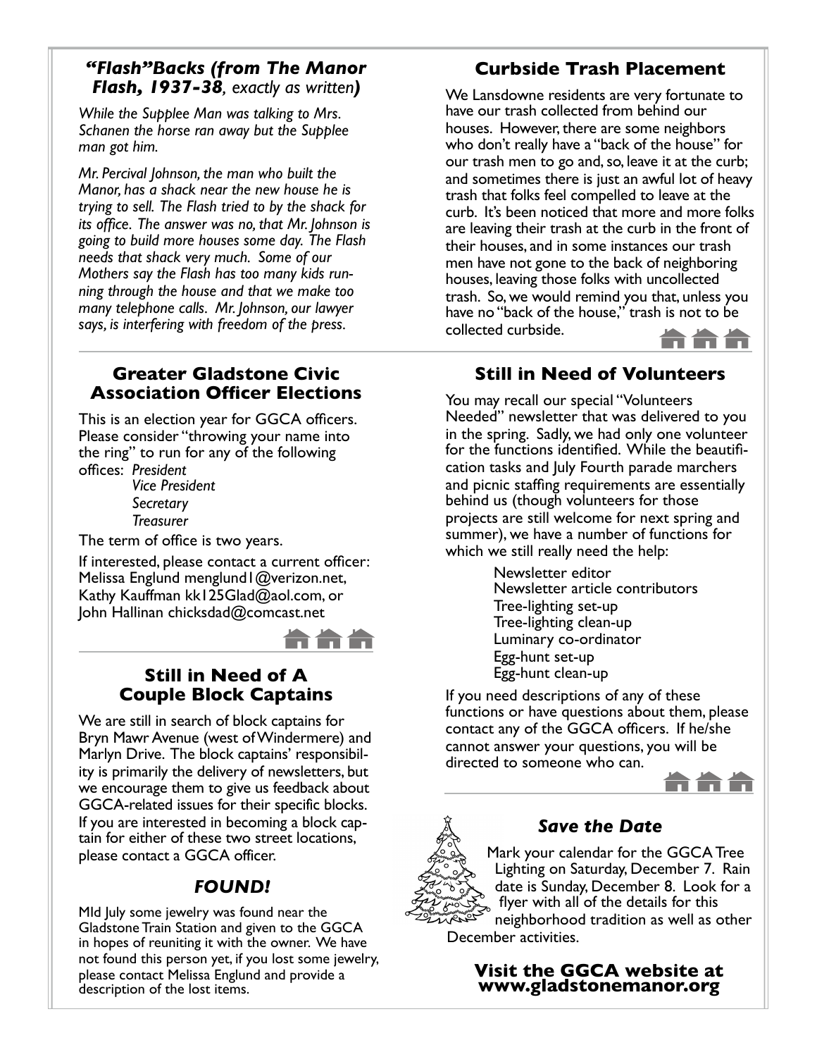## *"Flash" Backs (from The Manor Flash, 1937-38, exactly as written)*

*While the Supplee Man was talking to Mrs. Schanen the horse ran away but the Supplee man got him.*

*Mr. Percival Johnson, the man who built the Manor, has a shack near the new house he is trying to sell. The Flash tried to by the shack for its office. The answer was no, that Mr. Johnson is going to build more houses some day. The Flash needs that shack very much. Some of our Mothers say the Flash has too many kids running through the house and that we make too many telephone calls. Mr. Johnson, our lawyer says, is interfering with freedom of the press.*

## Greater Gladstone Civic Association Officer Elections

This is an election year for GGCA officers. Please consider "throwing your name into the ring" to run for any of the following offices:

- *President*
- *Vice President*
- *Secretary*
- *Treasurer*

The term of office is two years.

If interested, please contact a current officer: Melissa Englund menglund1@verizon.net, Kathy Kauffman kk125Glad@aol.com, or John Hallinan chicksdad@comcast.net

## Still in Need of A Couple Block Captains

We are still in search of block captains for Bryn Mawr Avenue (west of Windermere) and Marlyn Drive. The block captains' responsibility is primarily the delivery of newsletters, but we encourage them to give us feedback about GGCA-related issues for their specific blocks. If you are interested in becoming a block captain for either of these two street locations, please contact a GGCA officer.

## *FOUND!*

MId July some jewelry was found near the Gladstone Train Station and given to the GGCA in hopes of reuniting it with the owner. We have not found this person yet, if you lost some jewelry, please contact Melissa Englund and provide a description of the lost items.

## Curbside Trash Placement

We Lansdowne residents are very fortunate to have our trash collected from behind our houses. However, there are some neighbors who don't really have a "back of the house" for our trash men to go and, so, leave it at the curb; and sometimes there is just an awful lot of heavy trash that folks feel compelled to leave at the curb. It's been noticed that more and more folks are leaving their trash at the curb in the front of their houses, and in some instances our trash men have not gone to the back of neighboring houses, leaving those folks with uncollected trash. So, we would remind you that, unless you have no "back of the house," trash is not to be collected curbside.

## Still in Need of Volunteers

You may recall our special "Volunteers Needed" newsletter that was delivered to you in the spring. Sadly, we had only one volunteer for the functions identified. While the beautification tasks and July Fourth parade marchers and picnic staffing requirements are essentially behind us (though volunteers for those projects are still welcome for next spring and summer), we have a number of functions for which we still really need the help:

- Newsletter editor
- Newsletter article contributors
- Tree-lighting set-up
- Tree-lighting clean-up
- Luminary co-ordinator
- Egg-hunt set-up
- Egg-hunt clean-up

If you need descriptions of any of these functions or have questions about them, please contact any of the GGCA officers. If he/she cannot answer your questions, you will be directed to someone who can.

## *Save the Date*

Mark your calendar for the GGCA Tree Lighting on Saturday, December 7. Rain date is Sunday, December 8. Look for a flyer with all of the details for this neighborhood tradition as well as other December activities.

**Visit the GGCA website at www.gladstonemanor.org**